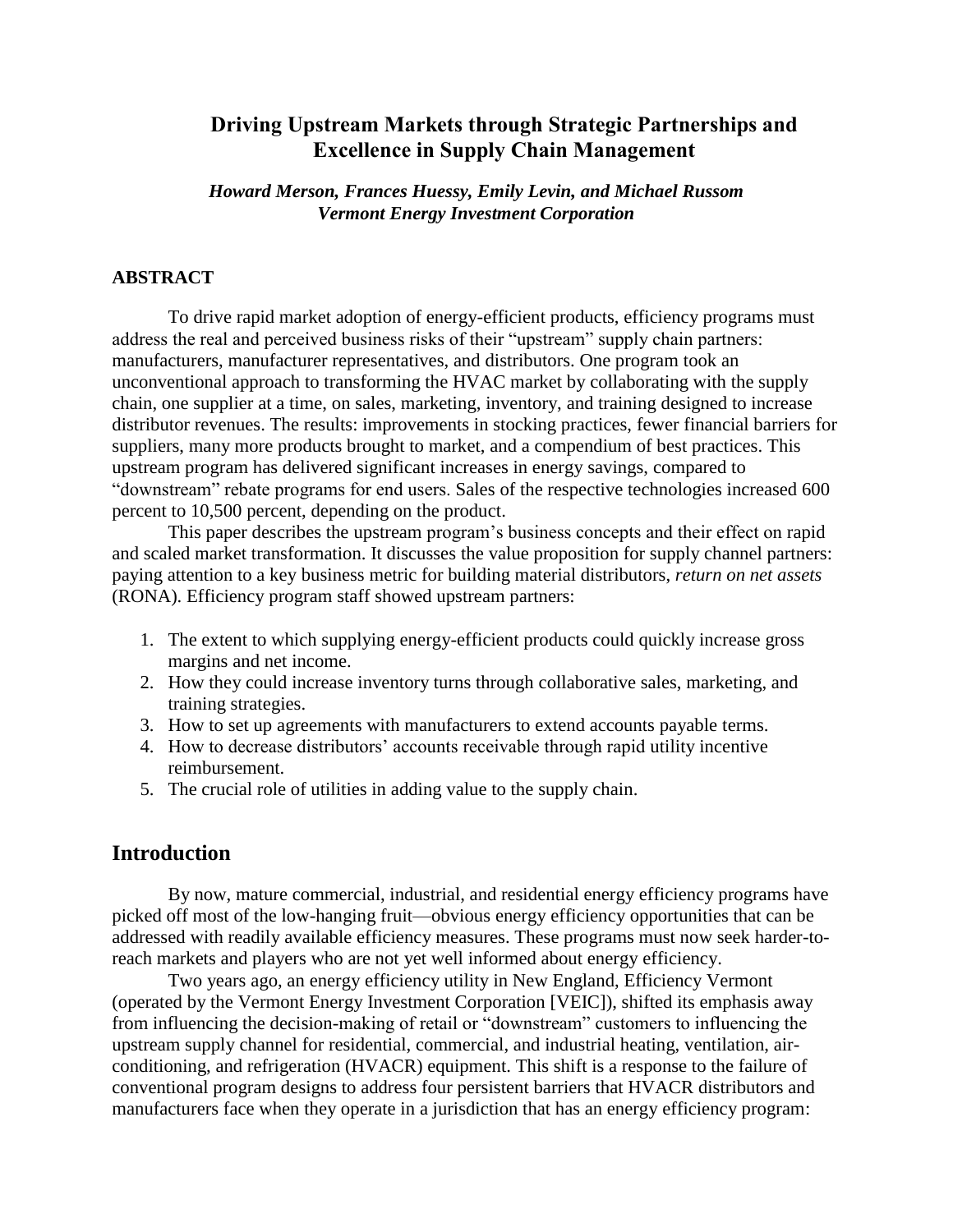# Driving Upstream Markets through Strategic Partnerships and Excellence in Supply Chain Management

***Howard Merson, Frances Huessy, Emily Levin, and Michael Russom***
***Vermont Energy Investment Corporation***

## ABSTRACT

To drive rapid market adoption of energy-efficient products, efficiency programs must address the real and perceived business risks of their "upstream" supply chain partners: manufacturers, manufacturer representatives, and distributors. One program took an unconventional approach to transforming the HVAC market by collaborating with the supply chain, one supplier at a time, on sales, marketing, inventory, and training designed to increase distributor revenues. The results: improvements in stocking practices, fewer financial barriers for suppliers, many more products brought to market, and a compendium of best practices. This upstream program has delivered significant increases in energy savings, compared to "downstream" rebate programs for end users. Sales of the respective technologies increased 600 percent to 10,500 percent, depending on the product.

This paper describes the upstream program's business concepts and their effect on rapid and scaled market transformation. It discusses the value proposition for supply channel partners: paying attention to a key business metric for building material distributors, *return on net assets* (RONA). Efficiency program staff showed upstream partners:

1. The extent to which supplying energy-efficient products could quickly increase gross margins and net income.
2. How they could increase inventory turns through collaborative sales, marketing, and training strategies.
3. How to set up agreements with manufacturers to extend accounts payable terms.
4. How to decrease distributors' accounts receivable through rapid utility incentive reimbursement.
5. The crucial role of utilities in adding value to the supply chain.

## Introduction

By now, mature commercial, industrial, and residential energy efficiency programs have picked off most of the low-hanging fruit—obvious energy efficiency opportunities that can be addressed with readily available efficiency measures. These programs must now seek harder-to-reach markets and players who are not yet well informed about energy efficiency.

Two years ago, an energy efficiency utility in New England, Efficiency Vermont (operated by the Vermont Energy Investment Corporation [VEIC]), shifted its emphasis away from influencing the decision-making of retail or "downstream" customers to influencing the upstream supply channel for residential, commercial, and industrial heating, ventilation, air-conditioning, and refrigeration (HVACR) equipment. This shift is a response to the failure of conventional program designs to address four persistent barriers that HVACR distributors and manufacturers face when they operate in a jurisdiction that has an energy efficiency program: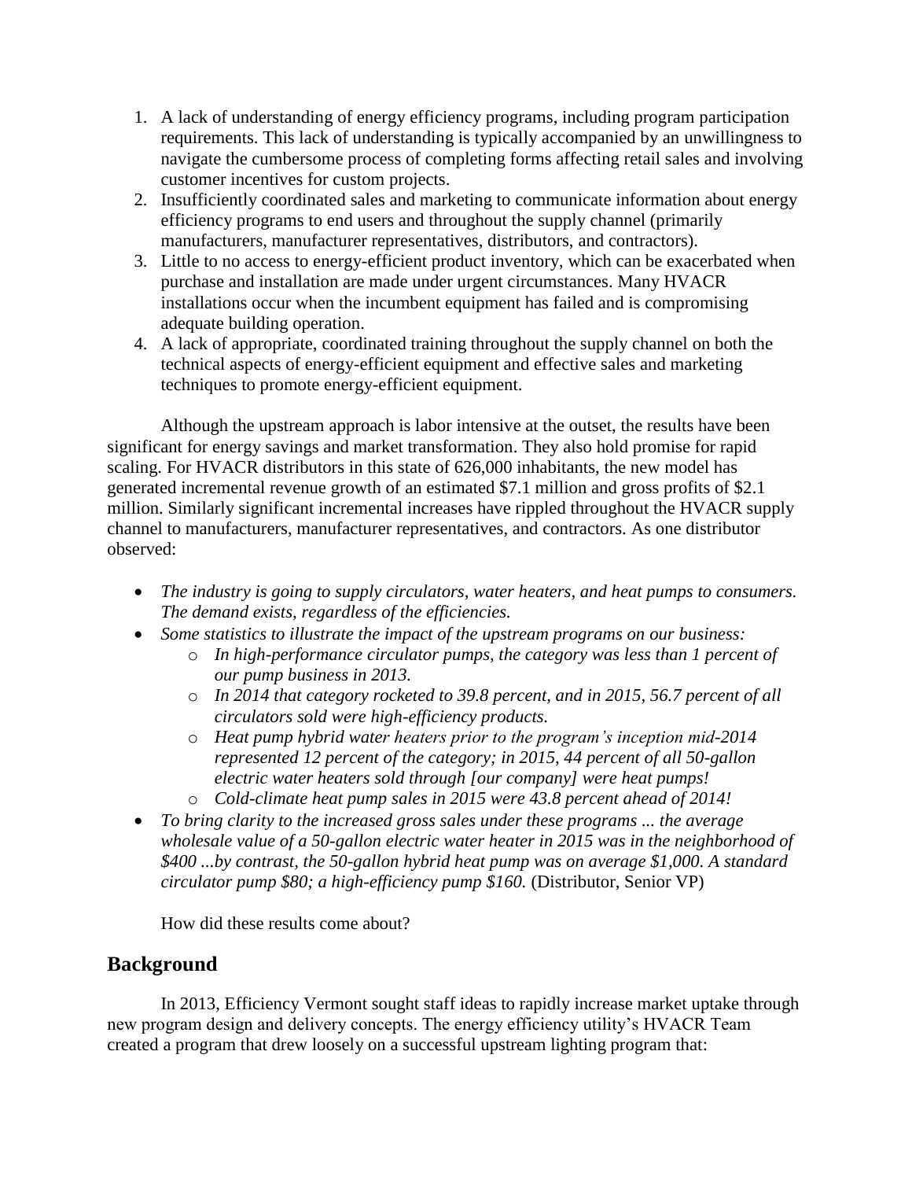1. A lack of understanding of energy efficiency programs, including program participation requirements. This lack of understanding is typically accompanied by an unwillingness to navigate the cumbersome process of completing forms affecting retail sales and involving customer incentives for custom projects.
2. Insufficiently coordinated sales and marketing to communicate information about energy efficiency programs to end users and throughout the supply channel (primarily manufacturers, manufacturer representatives, distributors, and contractors).
3. Little to no access to energy-efficient product inventory, which can be exacerbated when purchase and installation are made under urgent circumstances. Many HVACR installations occur when the incumbent equipment has failed and is compromising adequate building operation.
4. A lack of appropriate, coordinated training throughout the supply channel on both the technical aspects of energy-efficient equipment and effective sales and marketing techniques to promote energy-efficient equipment.

Although the upstream approach is labor intensive at the outset, the results have been significant for energy savings and market transformation. They also hold promise for rapid scaling. For HVACR distributors in this state of 626,000 inhabitants, the new model has generated incremental revenue growth of an estimated $7.1 million and gross profits of $2.1 million. Similarly significant incremental increases have rippled throughout the HVACR supply channel to manufacturers, manufacturer representatives, and contractors. As one distributor observed:

- *The industry is going to supply circulators, water heaters, and heat pumps to consumers. The demand exists, regardless of the efficiencies.*
- *Some statistics to illustrate the impact of the upstream programs on our business:*
  - *In high-performance circulator pumps, the category was less than 1 percent of our pump business in 2013.*
  - *In 2014 that category rocketed to 39.8 percent, and in 2015, 56.7 percent of all circulators sold were high-efficiency products.*
  - *Heat pump hybrid water heaters prior to the program's inception mid-2014 represented 12 percent of the category; in 2015, 44 percent of all 50-gallon electric water heaters sold through [our company] were heat pumps!*
  - *Cold-climate heat pump sales in 2015 were 43.8 percent ahead of 2014!*
- *To bring clarity to the increased gross sales under these programs ... the average wholesale value of a 50-gallon electric water heater in 2015 was in the neighborhood of $400 ...by contrast, the 50-gallon hybrid heat pump was on average $1,000. A standard circulator pump $80; a high-efficiency pump $160.* (Distributor, Senior VP)

How did these results come about?

## Background

In 2013, Efficiency Vermont sought staff ideas to rapidly increase market uptake through new program design and delivery concepts. The energy efficiency utility's HVACR Team created a program that drew loosely on a successful upstream lighting program that: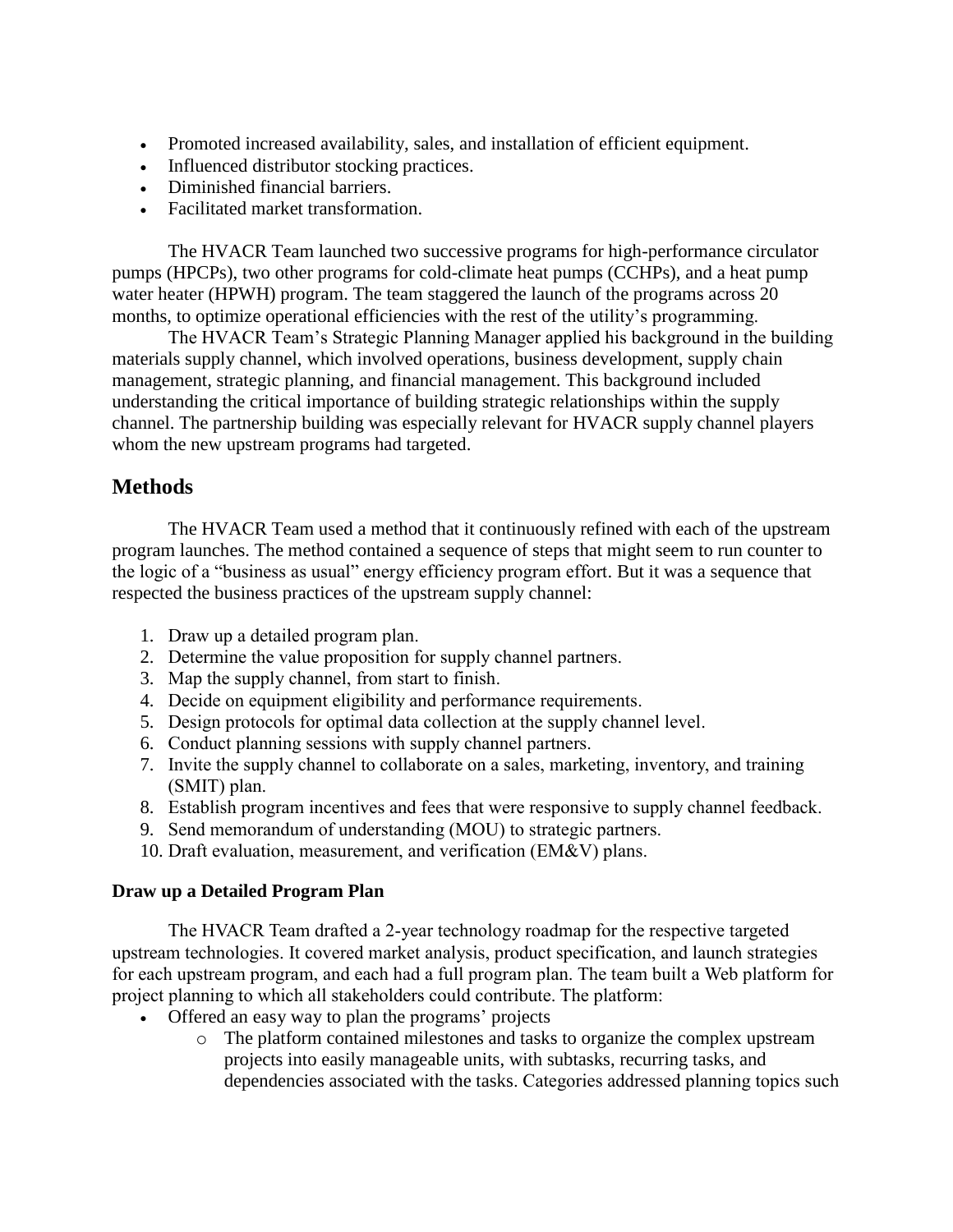- Promoted increased availability, sales, and installation of efficient equipment.
- Influenced distributor stocking practices.
- Diminished financial barriers.
- Facilitated market transformation.

The HVACR Team launched two successive programs for high-performance circulator pumps (HPCPs), two other programs for cold-climate heat pumps (CCHPs), and a heat pump water heater (HPWH) program. The team staggered the launch of the programs across 20 months, to optimize operational efficiencies with the rest of the utility's programming.

The HVACR Team's Strategic Planning Manager applied his background in the building materials supply channel, which involved operations, business development, supply chain management, strategic planning, and financial management. This background included understanding the critical importance of building strategic relationships within the supply channel. The partnership building was especially relevant for HVACR supply channel players whom the new upstream programs had targeted.

## Methods

The HVACR Team used a method that it continuously refined with each of the upstream program launches. The method contained a sequence of steps that might seem to run counter to the logic of a "business as usual" energy efficiency program effort. But it was a sequence that respected the business practices of the upstream supply channel:

1. Draw up a detailed program plan.
2. Determine the value proposition for supply channel partners.
3. Map the supply channel, from start to finish.
4. Decide on equipment eligibility and performance requirements.
5. Design protocols for optimal data collection at the supply channel level.
6. Conduct planning sessions with supply channel partners.
7. Invite the supply channel to collaborate on a sales, marketing, inventory, and training (SMIT) plan.
8. Establish program incentives and fees that were responsive to supply channel feedback.
9. Send memorandum of understanding (MOU) to strategic partners.
10. Draft evaluation, measurement, and verification (EM&V) plans.

### Draw up a Detailed Program Plan

The HVACR Team drafted a 2-year technology roadmap for the respective targeted upstream technologies. It covered market analysis, product specification, and launch strategies for each upstream program, and each had a full program plan. The team built a Web platform for project planning to which all stakeholders could contribute. The platform:

- Offered an easy way to plan the programs' projects
    - The platform contained milestones and tasks to organize the complex upstream projects into easily manageable units, with subtasks, recurring tasks, and dependencies associated with the tasks. Categories addressed planning topics such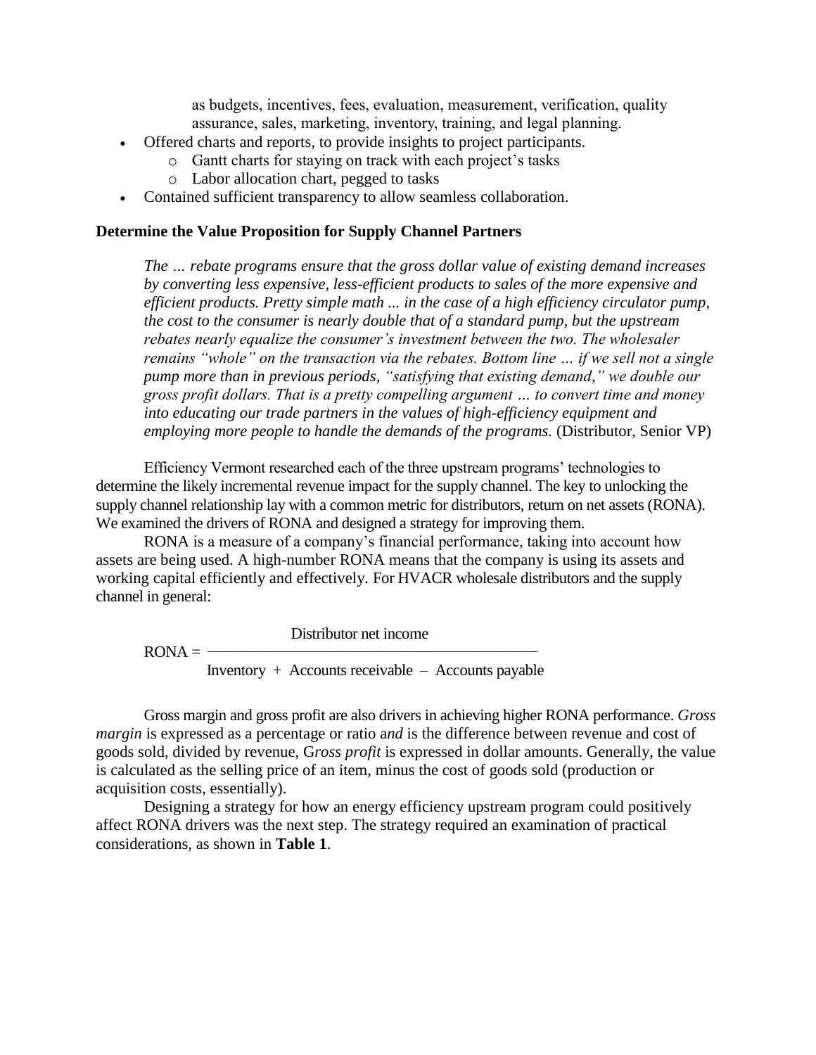as budgets, incentives, fees, evaluation, measurement, verification, quality assurance, sales, marketing, inventory, training, and legal planning.

- Offered charts and reports, to provide insights to project participants.
  - Gantt charts for staying on track with each project's tasks
  - Labor allocation chart, pegged to tasks
- Contained sufficient transparency to allow seamless collaboration.

### Determine the Value Proposition for Supply Channel Partners

> *The … rebate programs ensure that the gross dollar value of existing demand increases by converting less expensive, less-efficient products to sales of the more expensive and efficient products. Pretty simple math ... in the case of a high efficiency circulator pump, the cost to the consumer is nearly double that of a standard pump, but the upstream rebates nearly equalize the consumer's investment between the two. The wholesaler remains "whole" on the transaction via the rebates. Bottom line … if we sell not a single pump more than in previous periods, "satisfying that existing demand," we double our gross profit dollars. That is a pretty compelling argument … to convert time and money into educating our trade partners in the values of high-efficiency equipment and employing more people to handle the demands of the programs.* (Distributor, Senior VP)

Efficiency Vermont researched each of the three upstream programs' technologies to determine the likely incremental revenue impact for the supply channel. The key to unlocking the supply channel relationship lay with a common metric for distributors, return on net assets (RONA). We examined the drivers of RONA and designed a strategy for improving them.

RONA is a measure of a company's financial performance, taking into account how assets are being used. A high-number RONA means that the company is using its assets and working capital efficiently and effectively. For HVACR wholesale distributors and the supply channel in general:

$$\text{RONA} = \frac{\text{Distributor net income}}{\text{Inventory} + \text{Accounts receivable} - \text{Accounts payable}}$$

Gross margin and gross profit are also drivers in achieving higher RONA performance. *Gross margin* is expressed as a percentage or ratio *and* is the difference between revenue and cost of goods sold, divided by revenue, G*ross profit* is expressed in dollar amounts. Generally, the value is calculated as the selling price of an item, minus the cost of goods sold (production or acquisition costs, essentially).

Designing a strategy for how an energy efficiency upstream program could positively affect RONA drivers was the next step. The strategy required an examination of practical considerations, as shown in **Table 1**.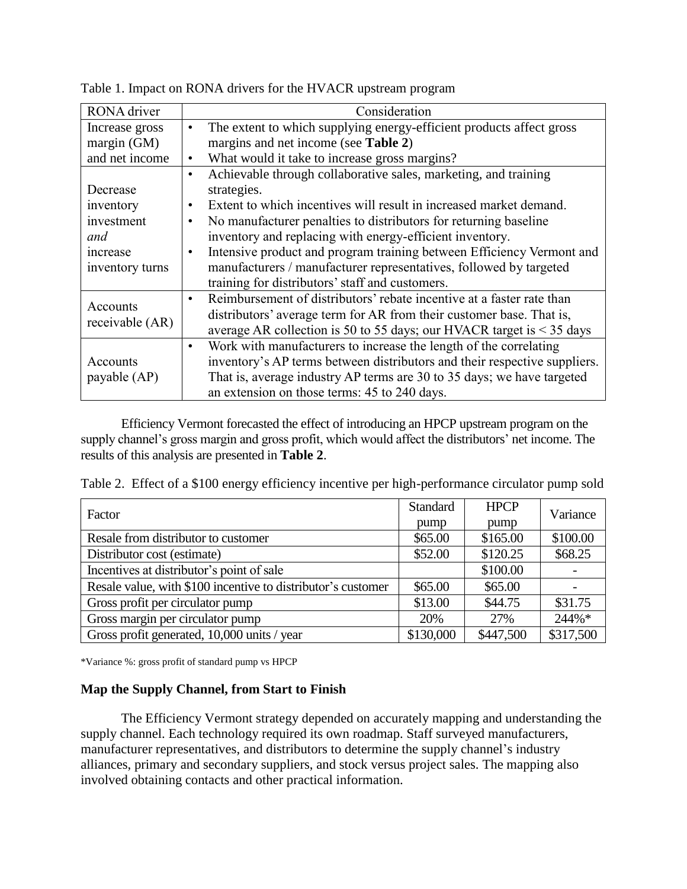Table 1. Impact on RONA drivers for the HVACR upstream program

| RONA driver | Consideration |
| --- | --- |
| Increase gross margin (GM) and net income | • The extent to which supplying energy-efficient products affect gross margins and net income (see **Table 2**)<br>• What would it take to increase gross margins? |
| Decrease inventory investment *and* increase inventory turns | • Achievable through collaborative sales, marketing, and training strategies.<br>• Extent to which incentives will result in increased market demand.<br>• No manufacturer penalties to distributors for returning baseline inventory and replacing with energy-efficient inventory.<br>• Intensive product and program training between Efficiency Vermont and manufacturers / manufacturer representatives, followed by targeted training for distributors' staff and customers. |
| Accounts receivable (AR) | • Reimbursement of distributors' rebate incentive at a faster rate than distributors' average term for AR from their customer base. That is, average AR collection is 50 to 55 days; our HVACR target is < 35 days |
| Accounts payable (AP) | • Work with manufacturers to increase the length of the correlating inventory's AP terms between distributors and their respective suppliers. That is, average industry AP terms are 30 to 35 days; we have targeted an extension on those terms: 45 to 240 days. |

Efficiency Vermont forecasted the effect of introducing an HPCP upstream program on the supply channel's gross margin and gross profit, which would affect the distributors' net income. The results of this analysis are presented in **Table 2**.

Table 2. Effect of a $100 energy efficiency incentive per high-performance circulator pump sold

| Factor | Standard pump | HPCP pump | Variance |
| --- | --- | --- | --- |
| Resale from distributor to customer | $65.00 | $165.00 | $100.00 |
| Distributor cost (estimate) | $52.00 | $120.25 | $68.25 |
| Incentives at distributor's point of sale | | $100.00 | - |
| Resale value, with $100 incentive to distributor's customer | $65.00 | $65.00 | - |
| Gross profit per circulator pump | $13.00 | $44.75 | $31.75 |
| Gross margin per circulator pump | 20% | 27% | 244%* |
| Gross profit generated, 10,000 units / year | $130,000 | $447,500 | $317,500 |

*Variance %: gross profit of standard pump vs HPCP

### Map the Supply Channel, from Start to Finish

The Efficiency Vermont strategy depended on accurately mapping and understanding the supply channel. Each technology required its own roadmap. Staff surveyed manufacturers, manufacturer representatives, and distributors to determine the supply channel's industry alliances, primary and secondary suppliers, and stock versus project sales. The mapping also involved obtaining contacts and other practical information.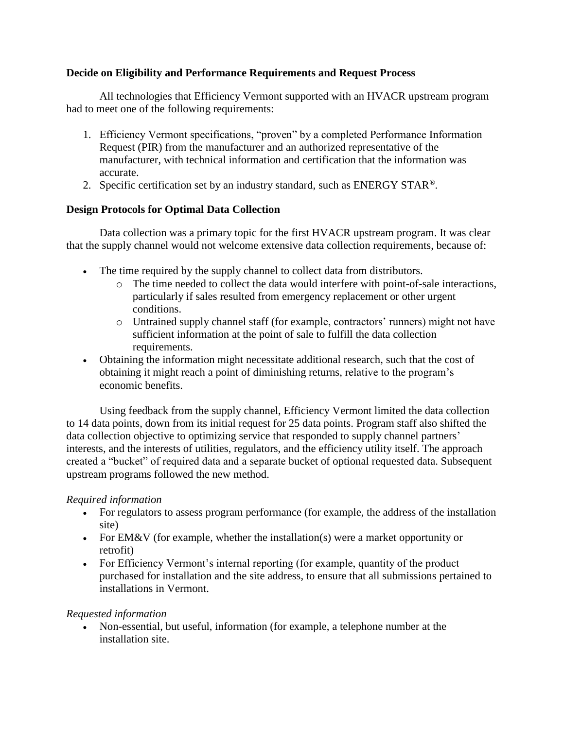**Decide on Eligibility and Performance Requirements and Request Process**

All technologies that Efficiency Vermont supported with an HVACR upstream program had to meet one of the following requirements:

1. Efficiency Vermont specifications, "proven" by a completed Performance Information Request (PIR) from the manufacturer and an authorized representative of the manufacturer, with technical information and certification that the information was accurate.
2. Specific certification set by an industry standard, such as ENERGY STAR®.

**Design Protocols for Optimal Data Collection**

Data collection was a primary topic for the first HVACR upstream program. It was clear that the supply channel would not welcome extensive data collection requirements, because of:

- The time required by the supply channel to collect data from distributors.
    - The time needed to collect the data would interfere with point-of-sale interactions, particularly if sales resulted from emergency replacement or other urgent conditions.
    - Untrained supply channel staff (for example, contractors' runners) might not have sufficient information at the point of sale to fulfill the data collection requirements.
- Obtaining the information might necessitate additional research, such that the cost of obtaining it might reach a point of diminishing returns, relative to the program's economic benefits.

Using feedback from the supply channel, Efficiency Vermont limited the data collection to 14 data points, down from its initial request for 25 data points. Program staff also shifted the data collection objective to optimizing service that responded to supply channel partners' interests, and the interests of utilities, regulators, and the efficiency utility itself. The approach created a "bucket" of required data and a separate bucket of optional requested data. Subsequent upstream programs followed the new method.

*Required information*

- For regulators to assess program performance (for example, the address of the installation site)
- For EM&V (for example, whether the installation(s) were a market opportunity or retrofit)
- For Efficiency Vermont's internal reporting (for example, quantity of the product purchased for installation and the site address, to ensure that all submissions pertained to installations in Vermont.

*Requested information*

- Non-essential, but useful, information (for example, a telephone number at the installation site.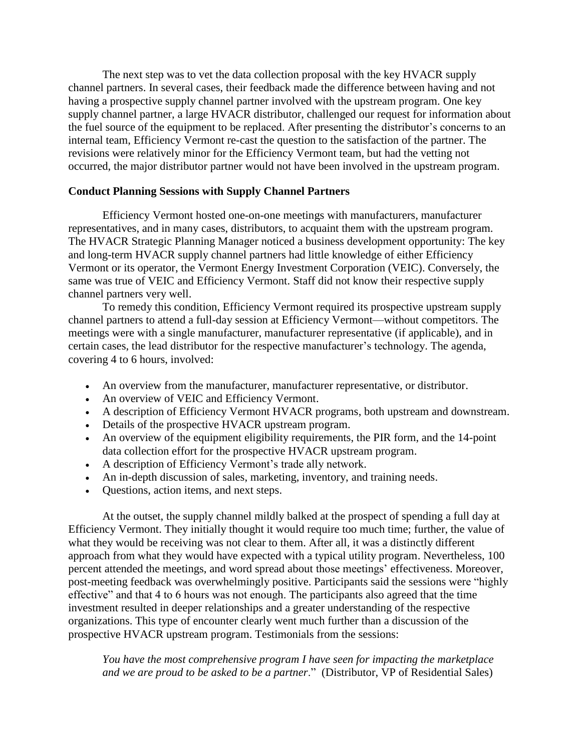The next step was to vet the data collection proposal with the key HVACR supply channel partners. In several cases, their feedback made the difference between having and not having a prospective supply channel partner involved with the upstream program. One key supply channel partner, a large HVACR distributor, challenged our request for information about the fuel source of the equipment to be replaced. After presenting the distributor's concerns to an internal team, Efficiency Vermont re-cast the question to the satisfaction of the partner. The revisions were relatively minor for the Efficiency Vermont team, but had the vetting not occurred, the major distributor partner would not have been involved in the upstream program.

**Conduct Planning Sessions with Supply Channel Partners**

Efficiency Vermont hosted one-on-one meetings with manufacturers, manufacturer representatives, and in many cases, distributors, to acquaint them with the upstream program. The HVACR Strategic Planning Manager noticed a business development opportunity: The key and long-term HVACR supply channel partners had little knowledge of either Efficiency Vermont or its operator, the Vermont Energy Investment Corporation (VEIC). Conversely, the same was true of VEIC and Efficiency Vermont. Staff did not know their respective supply channel partners very well.

To remedy this condition, Efficiency Vermont required its prospective upstream supply channel partners to attend a full-day session at Efficiency Vermont—without competitors. The meetings were with a single manufacturer, manufacturer representative (if applicable), and in certain cases, the lead distributor for the respective manufacturer's technology. The agenda, covering 4 to 6 hours, involved:

- An overview from the manufacturer, manufacturer representative, or distributor.
- An overview of VEIC and Efficiency Vermont.
- A description of Efficiency Vermont HVACR programs, both upstream and downstream.
- Details of the prospective HVACR upstream program.
- An overview of the equipment eligibility requirements, the PIR form, and the 14-point data collection effort for the prospective HVACR upstream program.
- A description of Efficiency Vermont's trade ally network.
- An in-depth discussion of sales, marketing, inventory, and training needs.
- Questions, action items, and next steps.

At the outset, the supply channel mildly balked at the prospect of spending a full day at Efficiency Vermont. They initially thought it would require too much time; further, the value of what they would be receiving was not clear to them. After all, it was a distinctly different approach from what they would have expected with a typical utility program. Nevertheless, 100 percent attended the meetings, and word spread about those meetings' effectiveness. Moreover, post-meeting feedback was overwhelmingly positive. Participants said the sessions were "highly effective" and that 4 to 6 hours was not enough. The participants also agreed that the time investment resulted in deeper relationships and a greater understanding of the respective organizations. This type of encounter clearly went much further than a discussion of the prospective HVACR upstream program. Testimonials from the sessions:

> *You have the most comprehensive program I have seen for impacting the marketplace and we are proud to be asked to be a partner*." (Distributor, VP of Residential Sales)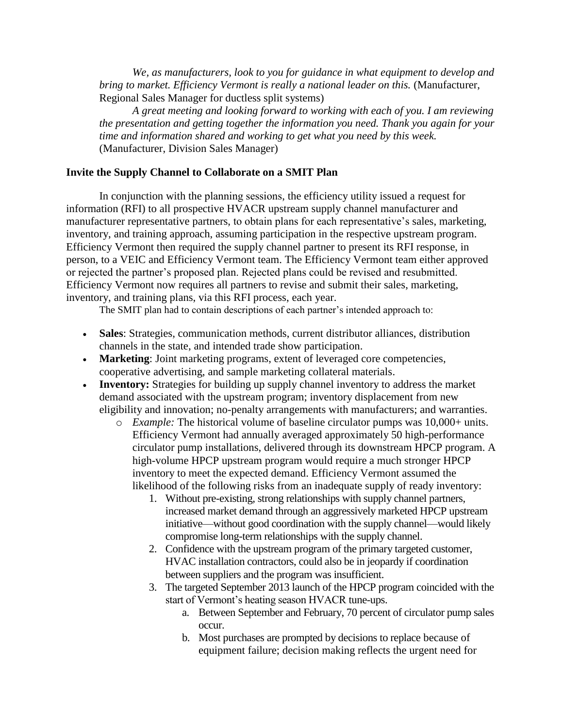*We, as manufacturers, look to you for guidance in what equipment to develop and bring to market. Efficiency Vermont is really a national leader on this.* (Manufacturer, Regional Sales Manager for ductless split systems)

*A great meeting and looking forward to working with each of you. I am reviewing the presentation and getting together the information you need. Thank you again for your time and information shared and working to get what you need by this week.* (Manufacturer, Division Sales Manager)

### Invite the Supply Channel to Collaborate on a SMIT Plan

In conjunction with the planning sessions, the efficiency utility issued a request for information (RFI) to all prospective HVACR upstream supply channel manufacturer and manufacturer representative partners, to obtain plans for each representative's sales, marketing, inventory, and training approach, assuming participation in the respective upstream program. Efficiency Vermont then required the supply channel partner to present its RFI response, in person, to a VEIC and Efficiency Vermont team. The Efficiency Vermont team either approved or rejected the partner's proposed plan. Rejected plans could be revised and resubmitted. Efficiency Vermont now requires all partners to revise and submit their sales, marketing, inventory, and training plans, via this RFI process, each year.

The SMIT plan had to contain descriptions of each partner's intended approach to:

- **Sales**: Strategies, communication methods, current distributor alliances, distribution channels in the state, and intended trade show participation.
- **Marketing**: Joint marketing programs, extent of leveraged core competencies, cooperative advertising, and sample marketing collateral materials.
- **Inventory:** Strategies for building up supply channel inventory to address the market demand associated with the upstream program; inventory displacement from new eligibility and innovation; no-penalty arrangements with manufacturers; and warranties.
  - *Example:* The historical volume of baseline circulator pumps was 10,000+ units. Efficiency Vermont had annually averaged approximately 50 high-performance circulator pump installations, delivered through its downstream HPCP program. A high-volume HPCP upstream program would require a much stronger HPCP inventory to meet the expected demand. Efficiency Vermont assumed the likelihood of the following risks from an inadequate supply of ready inventory:
    1. Without pre-existing, strong relationships with supply channel partners, increased market demand through an aggressively marketed HPCP upstream initiative—without good coordination with the supply channel—would likely compromise long-term relationships with the supply channel.
    2. Confidence with the upstream program of the primary targeted customer, HVAC installation contractors, could also be in jeopardy if coordination between suppliers and the program was insufficient.
    3. The targeted September 2013 launch of the HPCP program coincided with the start of Vermont's heating season HVACR tune-ups.
       a. Between September and February, 70 percent of circulator pump sales occur.
       b. Most purchases are prompted by decisions to replace because of equipment failure; decision making reflects the urgent need for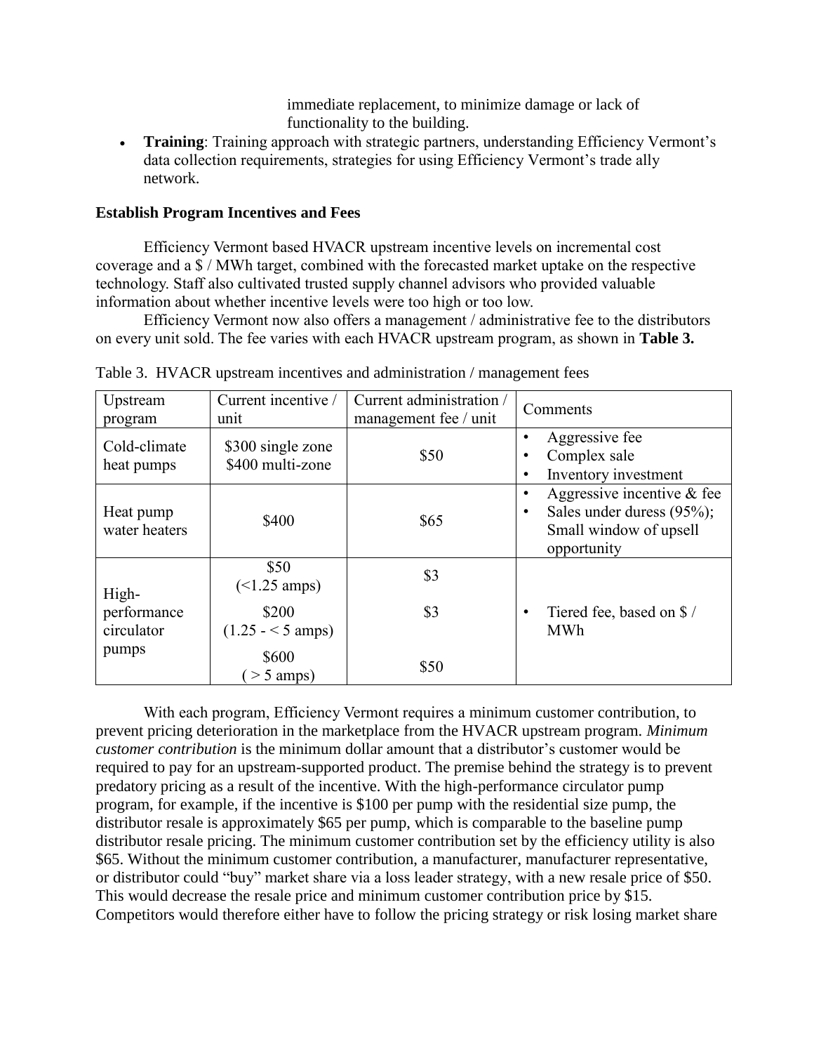immediate replacement, to minimize damage or lack of functionality to the building.

- **Training**: Training approach with strategic partners, understanding Efficiency Vermont's data collection requirements, strategies for using Efficiency Vermont's trade ally network.

### Establish Program Incentives and Fees

Efficiency Vermont based HVACR upstream incentive levels on incremental cost coverage and a $ / MWh target, combined with the forecasted market uptake on the respective technology. Staff also cultivated trusted supply channel advisors who provided valuable information about whether incentive levels were too high or too low.

Efficiency Vermont now also offers a management / administrative fee to the distributors on every unit sold. The fee varies with each HVACR upstream program, as shown in **Table 3.**

Table 3. HVACR upstream incentives and administration / management fees

| Upstream program | Current incentive / unit | Current administration / management fee / unit | Comments |
|---|---|---|---|
| Cold-climate heat pumps | $300 single zone<br>$400 multi-zone | $50 | • Aggressive fee<br>• Complex sale<br>• Inventory investment |
| Heat pump water heaters | $400 | $65 | • Aggressive incentive & fee<br>• Sales under duress (95%); Small window of upsell opportunity |
| High-performance circulator pumps | $50 (<1.25 amps) | $3 | • Tiered fee, based on $ / MWh |
| | $200 (1.25 - < 5 amps) | $3 | |
| | $600 ( > 5 amps) | $50 | |

With each program, Efficiency Vermont requires a minimum customer contribution, to prevent pricing deterioration in the marketplace from the HVACR upstream program. *Minimum customer contribution* is the minimum dollar amount that a distributor's customer would be required to pay for an upstream-supported product. The premise behind the strategy is to prevent predatory pricing as a result of the incentive. With the high-performance circulator pump program, for example, if the incentive is $100 per pump with the residential size pump, the distributor resale is approximately $65 per pump, which is comparable to the baseline pump distributor resale pricing. The minimum customer contribution set by the efficiency utility is also $65. Without the minimum customer contribution, a manufacturer, manufacturer representative, or distributor could "buy" market share via a loss leader strategy, with a new resale price of $50. This would decrease the resale price and minimum customer contribution price by $15. Competitors would therefore either have to follow the pricing strategy or risk losing market share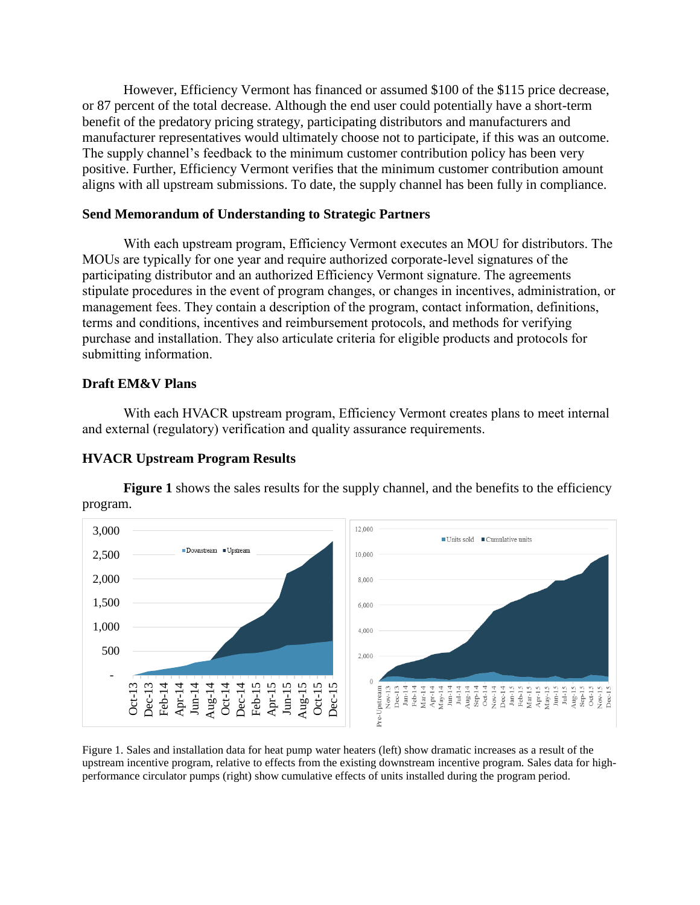However, Efficiency Vermont has financed or assumed $100 of the $115 price decrease, or 87 percent of the total decrease. Although the end user could potentially have a short-term benefit of the predatory pricing strategy, participating distributors and manufacturers and manufacturer representatives would ultimately choose not to participate, if this was an outcome. The supply channel's feedback to the minimum customer contribution policy has been very positive. Further, Efficiency Vermont verifies that the minimum customer contribution amount aligns with all upstream submissions. To date, the supply channel has been fully in compliance.

### Send Memorandum of Understanding to Strategic Partners

With each upstream program, Efficiency Vermont executes an MOU for distributors. The MOUs are typically for one year and require authorized corporate-level signatures of the participating distributor and an authorized Efficiency Vermont signature. The agreements stipulate procedures in the event of program changes, or changes in incentives, administration, or management fees. They contain a description of the program, contact information, definitions, terms and conditions, incentives and reimbursement protocols, and methods for verifying purchase and installation. They also articulate criteria for eligible products and protocols for submitting information.

### Draft EM&V Plans

With each HVACR upstream program, Efficiency Vermont creates plans to meet internal and external (regulatory) verification and quality assurance requirements.

### HVACR Upstream Program Results

**Figure 1** shows the sales results for the supply channel, and the benefits to the efficiency program.

Figure 1. Sales and installation data for heat pump water heaters (left) show dramatic increases as a result of the upstream incentive program, relative to effects from the existing downstream incentive program. Sales data for high-performance circulator pumps (right) show cumulative effects of units installed during the program period.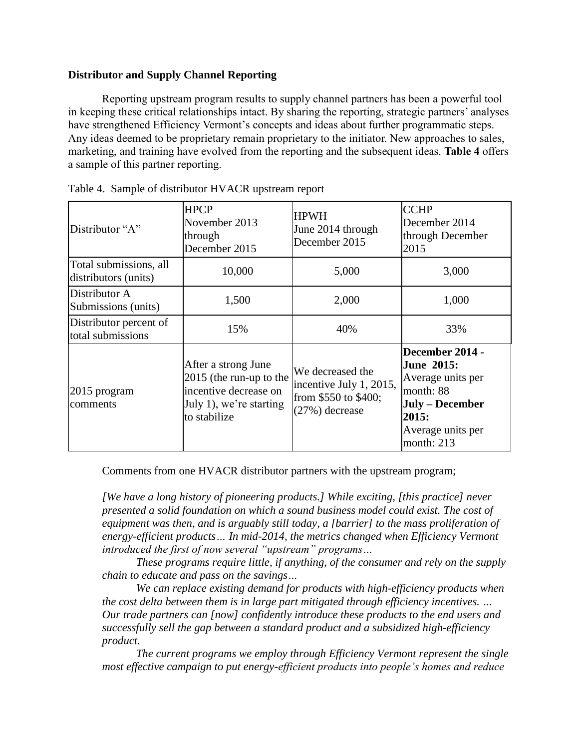**Distributor and Supply Channel Reporting**

Reporting upstream program results to supply channel partners has been a powerful tool in keeping these critical relationships intact. By sharing the reporting, strategic partners' analyses have strengthened Efficiency Vermont's concepts and ideas about further programmatic steps. Any ideas deemed to be proprietary remain proprietary to the initiator. New approaches to sales, marketing, and training have evolved from the reporting and the subsequent ideas. **Table 4** offers a sample of this partner reporting.

Table 4. Sample of distributor HVACR upstream report

| Distributor "A" | HPCP November 2013 through December 2015 | HPWH June 2014 through December 2015 | CCHP December 2014 through December 2015 |
|---|---|---|---|
| Total submissions, all distributors (units) | 10,000 | 5,000 | 3,000 |
| Distributor A Submissions (units) | 1,500 | 2,000 | 1,000 |
| Distributor percent of total submissions | 15% | 40% | 33% |
| 2015 program comments | After a strong June 2015 (the run-up to the incentive decrease on July 1), we're starting to stabilize | We decreased the incentive July 1, 2015, from $550 to $400; (27%) decrease | **December 2014 - June 2015:** Average units per month: 88 **July – December 2015:** Average units per month: 213 |

Comments from one HVACR distributor partners with the upstream program;

*[We have a long history of pioneering products.] While exciting, [this practice] never presented a solid foundation on which a sound business model could exist. The cost of equipment was then, and is arguably still today, a [barrier] to the mass proliferation of energy-efficient products… In mid-2014, the metrics changed when Efficiency Vermont introduced the first of now several "upstream" programs…*

*These programs require little, if anything, of the consumer and rely on the supply chain to educate and pass on the savings…*

*We can replace existing demand for products with high-efficiency products when the cost delta between them is in large part mitigated through efficiency incentives. … Our trade partners can [now] confidently introduce these products to the end users and successfully sell the gap between a standard product and a subsidized high-efficiency product.*

*The current programs we employ through Efficiency Vermont represent the single most effective campaign to put energy-efficient products into people's homes and reduce*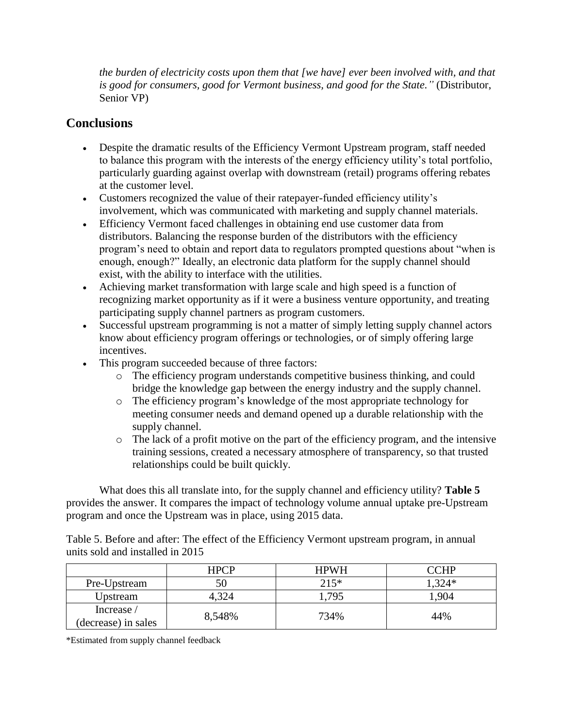*the burden of electricity costs upon them that [we have] ever been involved with, and that is good for consumers, good for Vermont business, and good for the State."* (Distributor, Senior VP)

## Conclusions

- Despite the dramatic results of the Efficiency Vermont Upstream program, staff needed to balance this program with the interests of the energy efficiency utility's total portfolio, particularly guarding against overlap with downstream (retail) programs offering rebates at the customer level.
- Customers recognized the value of their ratepayer-funded efficiency utility's involvement, which was communicated with marketing and supply channel materials.
- Efficiency Vermont faced challenges in obtaining end use customer data from distributors. Balancing the response burden of the distributors with the efficiency program's need to obtain and report data to regulators prompted questions about "when is enough, enough?" Ideally, an electronic data platform for the supply channel should exist, with the ability to interface with the utilities.
- Achieving market transformation with large scale and high speed is a function of recognizing market opportunity as if it were a business venture opportunity, and treating participating supply channel partners as program customers.
- Successful upstream programming is not a matter of simply letting supply channel actors know about efficiency program offerings or technologies, or of simply offering large incentives.
- This program succeeded because of three factors:
  - The efficiency program understands competitive business thinking, and could bridge the knowledge gap between the energy industry and the supply channel.
  - The efficiency program's knowledge of the most appropriate technology for meeting consumer needs and demand opened up a durable relationship with the supply channel.
  - The lack of a profit motive on the part of the efficiency program, and the intensive training sessions, created a necessary atmosphere of transparency, so that trusted relationships could be built quickly.

What does this all translate into, for the supply channel and efficiency utility? **Table 5** provides the answer. It compares the impact of technology volume annual uptake pre-Upstream program and once the Upstream was in place, using 2015 data.

Table 5. Before and after: The effect of the Efficiency Vermont upstream program, in annual units sold and installed in 2015

| | HPCP | HPWH | CCHP |
|---|---|---|---|
| Pre-Upstream | 50 | 215* | 1,324* |
| Upstream | 4,324 | 1,795 | 1,904 |
| Increase / (decrease) in sales | 8,548% | 734% | 44% |

*Estimated from supply channel feedback